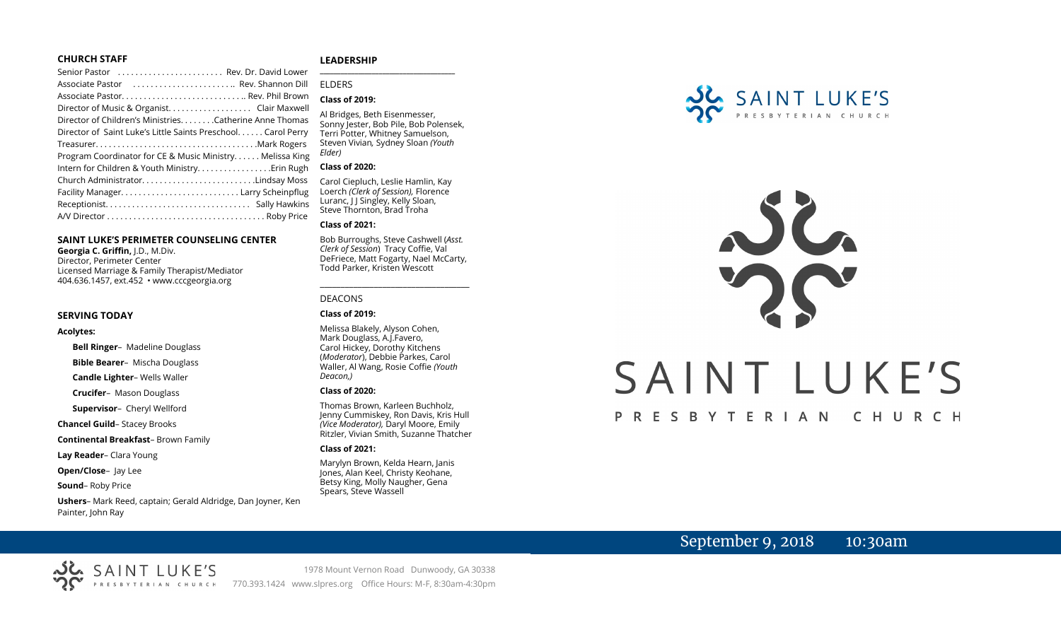## CHURCH STAFF

Senior Pastor . . . . . . . . . . . . . . . . . . . . . . . Rev. Dr. David Lower
Associate Pastor . . . . . . . . . . . . . . . . . . . . . . Rev. Shannon Dill
Associate Pastor. . . . . . . . . . . . . . . . . . . . . . . . . . . Rev. Phil Brown
Director of Music & Organist. . . . . . . . . . . . . . . . . . Clair Maxwell
Director of Children's Ministries. . . . . . . .Catherine Anne Thomas
Director of Saint Luke's Little Saints Preschool. . . . . . Carol Perry
Treasurer. . . . . . . . . . . . . . . . . . . . . . . . . . . . . . . . . . . .Mark Rogers
Program Coordinator for CE & Music Ministry. . . . . . Melissa King
Intern for Children & Youth Ministry. . . . . . . . . . . . . . . . .Erin Rugh
Church Administrator. . . . . . . . . . . . . . . . . . . . . . . . . .Lindsay Moss
Facility Manager. . . . . . . . . . . . . . . . . . . . . . . . . . Larry Scheinpflug
Receptionist. . . . . . . . . . . . . . . . . . . . . . . . . . . . . . . . Sally Hawkins
A/V Director . . . . . . . . . . . . . . . . . . . . . . . . . . . . . . . . . . . Roby Price

## SAINT LUKE'S PERIMETER COUNSELING CENTER

**Georgia C. Griffin,** J.D., M.Div.
Director, Perimeter Center
Licensed Marriage & Family Therapist/Mediator
404.636.1457, ext.452 • www.cccgeorgia.org

## SERVING TODAY

**Acolytes:**

**Bell Ringer**– Madeline Douglass
**Bible Bearer**– Mischa Douglass
**Candle Lighter**– Wells Waller
**Crucifer**– Mason Douglass
**Supervisor**– Cheryl Wellford

**Chancel Guild**– Stacey Brooks

**Continental Breakfast**– Brown Family

**Lay Reader**– Clara Young

**Open/Close**– Jay Lee

**Sound**– Roby Price

**Ushers**– Mark Reed, captain; Gerald Aldridge, Dan Joyner, Ken Painter, John Ray

## LEADERSHIP

ELDERS

**Class of 2019:**

Al Bridges, Beth Eisenmesser, Sonny Jester, Bob Pile, Bob Polensek, Terri Potter, Whitney Samuelson, Steven Vivian*,* Sydney Sloan *(Youth Elder)*

**Class of 2020:**

Carol Ciepluch, Leslie Hamlin, Kay Loerch *(Clerk of Session),* Florence Luranc, J J Singley, Kelly Sloan, Steve Thornton, Brad Troha

**Class of 2021:**

Bob Burroughs, Steve Cashwell (*Asst. Clerk of Session*) Tracy Coffie, Val DeFriece, Matt Fogarty, Nael McCarty, Todd Parker, Kristen Wescott

DEACONS

**Class of 2019:**

Melissa Blakely, Alyson Cohen, Mark Douglass, A.J.Favero, Carol Hickey, Dorothy Kitchens (*Moderator*), Debbie Parkes, Carol Waller, Al Wang, Rosie Coffie *(Youth Deacon,)*

**Class of 2020:**

Thomas Brown, Karleen Buchholz, Jenny Cummiskey, Ron Davis, Kris Hull *(Vice Moderator),* Daryl Moore, Emily Ritzler, Vivian Smith, Suzanne Thatcher

**Class of 2021:**

Marylyn Brown, Kelda Hearn, Janis Jones, Alan Keel, Christy Keohane, Betsy King, Molly Naugher, Gena Spears, Steve Wassell

SAINT LUKE'S PRESBYTERIAN CHURCH

# SAINT LUKE'S
PRESBYTERIAN CHURCH

September 9, 2018 10:30am

SAINT LUKE'S PRESBYTERIAN CHURCH
1978 Mount Vernon Road Dunwoody, GA 30338
770.393.1424 www.slpres.org Office Hours: M-F, 8:30am-4:30pm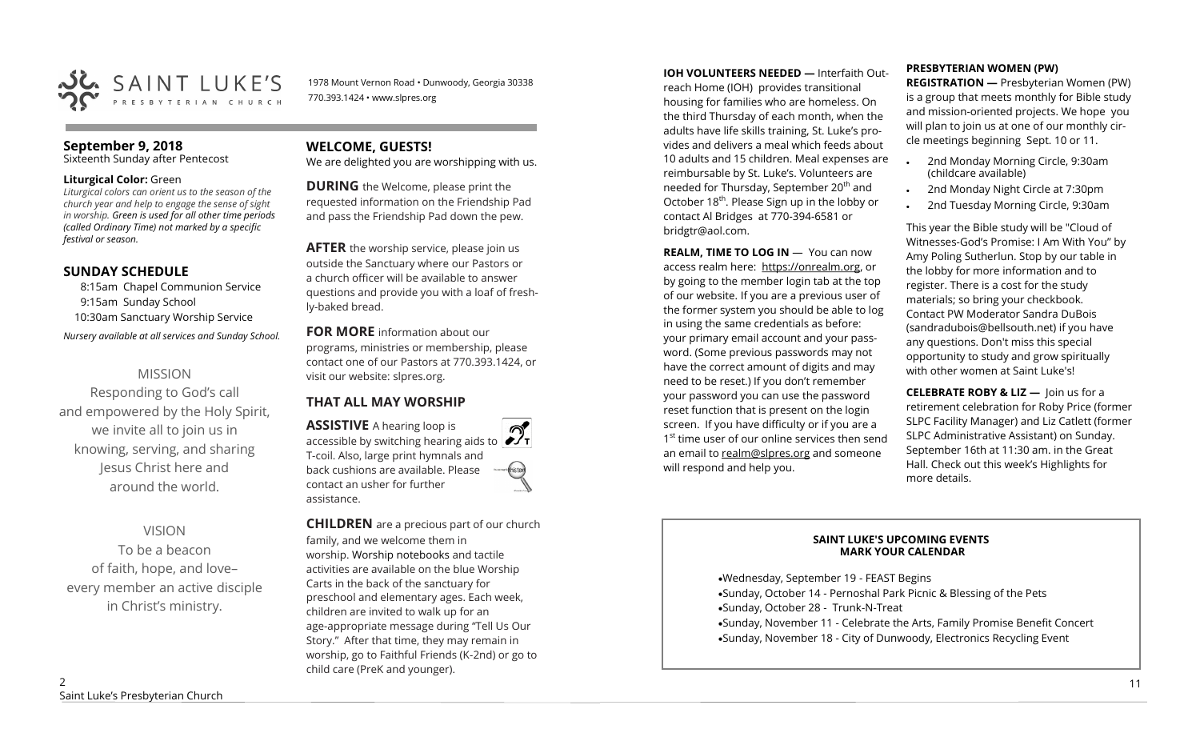SAINT LUKE'S PRESBYTERIAN CHURCH

1978 Mount Vernon Road • Dunwoody, Georgia 30338
770.393.1424 • www.slpres.org

## September 9, 2018

Sixteenth Sunday after Pentecost

**Liturgical Color:** Green

*Liturgical colors can orient us to the season of the church year and help to engage the sense of sight in worship. Green is used for all other time periods (called Ordinary Time) not marked by a specific festival or season.*

## SUNDAY SCHEDULE

8:15am Chapel Communion Service
9:15am Sunday School
10:30am Sanctuary Worship Service

*Nursery available at all services and Sunday School.*

### MISSION

Responding to God's call and empowered by the Holy Spirit, we invite all to join us in knowing, serving, and sharing Jesus Christ here and around the world.

### VISION

To be a beacon of faith, hope, and love– every member an active disciple in Christ's ministry.

## WELCOME, GUESTS!

We are delighted you are worshipping with us.

**DURING** the Welcome, please print the requested information on the Friendship Pad and pass the Friendship Pad down the pew.

**AFTER** the worship service, please join us outside the Sanctuary where our Pastors or a church officer will be available to answer questions and provide you with a loaf of freshly-baked bread.

**FOR MORE** information about our programs, ministries or membership, please contact one of our Pastors at 770.393.1424, or visit our website: slpres.org.

## THAT ALL MAY WORSHIP

**ASSISTIVE** A hearing loop is accessible by switching hearing aids to T-coil. Also, large print hymnals and back cushions are available. Please contact an usher for further assistance.

**CHILDREN** are a precious part of our church family, and we welcome them in worship. Worship notebooks and tactile activities are available on the blue Worship Carts in the back of the sanctuary for preschool and elementary ages. Each week, children are invited to walk up for an age-appropriate message during "Tell Us Our Story." After that time, they may remain in worship, go to Faithful Friends (K-2nd) or go to child care (PreK and younger).

**IOH VOLUNTEERS NEEDED —** Interfaith Outreach Home (IOH) provides transitional housing for families who are homeless. On the third Thursday of each month, when the adults have life skills training, St. Luke's provides and delivers a meal which feeds about 10 adults and 15 children. Meal expenses are reimbursable by St. Luke's. Volunteers are needed for Thursday, September 20th and October 18th. Please Sign up in the lobby or contact Al Bridges at 770-394-6581 or bridgtr@aol.com.

**REALM, TIME TO LOG IN** — You can now access realm here: https://onrealm.org, or by going to the member login tab at the top of our website. If you are a previous user of the former system you should be able to log in using the same credentials as before: your primary email account and your password. (Some previous passwords may not have the correct amount of digits and may need to be reset.) If you don't remember your password you can use the password reset function that is present on the login screen. If you have difficulty or if you are a 1st time user of our online services then send an email to realm@slpres.org and someone will respond and help you.

**PRESBYTERIAN WOMEN (PW) REGISTRATION —** Presbyterian Women (PW) is a group that meets monthly for Bible study and mission-oriented projects. We hope you will plan to join us at one of our monthly circle meetings beginning Sept. 10 or 11.

- 2nd Monday Morning Circle, 9:30am (childcare available)
- 2nd Monday Night Circle at 7:30pm
- 2nd Tuesday Morning Circle, 9:30am

This year the Bible study will be "Cloud of Witnesses-God's Promise: I Am With You" by Amy Poling Sutherlun. Stop by our table in the lobby for more information and to register. There is a cost for the study materials; so bring your checkbook. Contact PW Moderator Sandra DuBois (sandradubois@bellsouth.net) if you have any questions. Don't miss this special opportunity to study and grow spiritually with other women at Saint Luke's!

**CELEBRATE ROBY & LIZ —** Join us for a retirement celebration for Roby Price (former SLPC Facility Manager) and Liz Catlett (former SLPC Administrative Assistant) on Sunday. September 16th at 11:30 am. in the Great Hall. Check out this week's Highlights for more details.

**SAINT LUKE'S UPCOMING EVENTS**
**MARK YOUR CALENDAR**

- Wednesday, September 19 - FEAST Begins
- Sunday, October 14 - Pernoshal Park Picnic & Blessing of the Pets
- Sunday, October 28 - Trunk-N-Treat
- Sunday, November 11 - Celebrate the Arts, Family Promise Benefit Concert
- Sunday, November 18 - City of Dunwoody, Electronics Recycling Event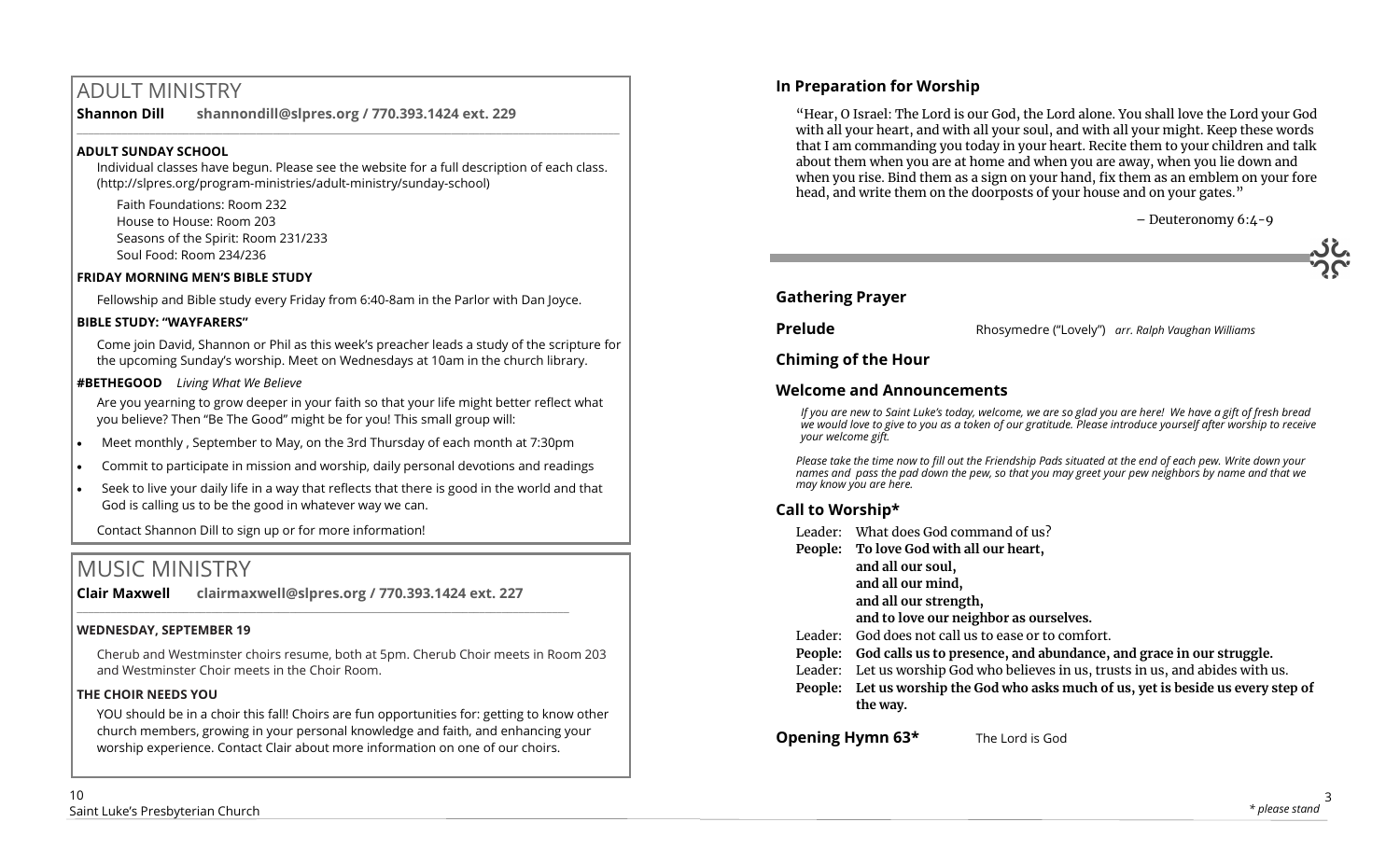# ADULT MINISTRY

**Shannon Dill** **shannondill@slpres.org / 770.393.1424 ext. 229**

### ADULT SUNDAY SCHOOL

Individual classes have begun. Please see the website for a full description of each class. (http://slpres.org/program-ministries/adult-ministry/sunday-school)

Faith Foundations: Room 232
House to House: Room 203
Seasons of the Spirit: Room 231/233
Soul Food: Room 234/236

### FRIDAY MORNING MEN'S BIBLE STUDY

Fellowship and Bible study every Friday from 6:40-8am in the Parlor with Dan Joyce.

### BIBLE STUDY: "WAYFARERS"

Come join David, Shannon or Phil as this week's preacher leads a study of the scripture for the upcoming Sunday's worship. Meet on Wednesdays at 10am in the church library.

### #BETHEGOOD *Living What We Believe*

Are you yearning to grow deeper in your faith so that your life might better reflect what you believe? Then "Be The Good" might be for you! This small group will:

- Meet monthly , September to May, on the 3rd Thursday of each month at 7:30pm
- Commit to participate in mission and worship, daily personal devotions and readings
- Seek to live your daily life in a way that reflects that there is good in the world and that God is calling us to be the good in whatever way we can.

Contact Shannon Dill to sign up or for more information!

# MUSIC MINISTRY

**Clair Maxwell** **clairmaxwell@slpres.org / 770.393.1424 ext. 227**

### WEDNESDAY, SEPTEMBER 19

Cherub and Westminster choirs resume, both at 5pm. Cherub Choir meets in Room 203 and Westminster Choir meets in the Choir Room.

### THE CHOIR NEEDS YOU

YOU should be in a choir this fall! Choirs are fun opportunities for: getting to know other church members, growing in your personal knowledge and faith, and enhancing your worship experience. Contact Clair about more information on one of our choirs.

## In Preparation for Worship

"Hear, O Israel: The Lord is our God, the Lord alone. You shall love the Lord your God with all your heart, and with all your soul, and with all your might. Keep these words that I am commanding you today in your heart. Recite them to your children and talk about them when you are at home and when you are away, when you lie down and when you rise. Bind them as a sign on your hand, fix them as an emblem on your fore head, and write them on the doorposts of your house and on your gates."

– Deuteronomy 6:4-9

## Gathering Prayer

**Prelude** Rhosymedre ("Lovely") *arr. Ralph Vaughan Williams*

**Chiming of the Hour**

**Welcome and Announcements**

*If you are new to Saint Luke's today, welcome, we are so glad you are here! We have a gift of fresh bread we would love to give to you as a token of our gratitude. Please introduce yourself after worship to receive your welcome gift.*

*Please take the time now to fill out the Friendship Pads situated at the end of each pew. Write down your names and pass the pad down the pew, so that you may greet your pew neighbors by name and that we may know you are here.*

**Call to Worship***

Leader: What does God command of us?
**People: To love God with all our heart,
and all our soul,
and all our mind,
and all our strength,
and to love our neighbor as ourselves.**
Leader: God does not call us to ease or to comfort.
**People: God calls us to presence, and abundance, and grace in our struggle.**
Leader: Let us worship God who believes in us, trusts in us, and abides with us.
**People: Let us worship the God who asks much of us, yet is beside us every step of the way.**

**Opening Hymn 63*** The Lord is God

*\* please stand*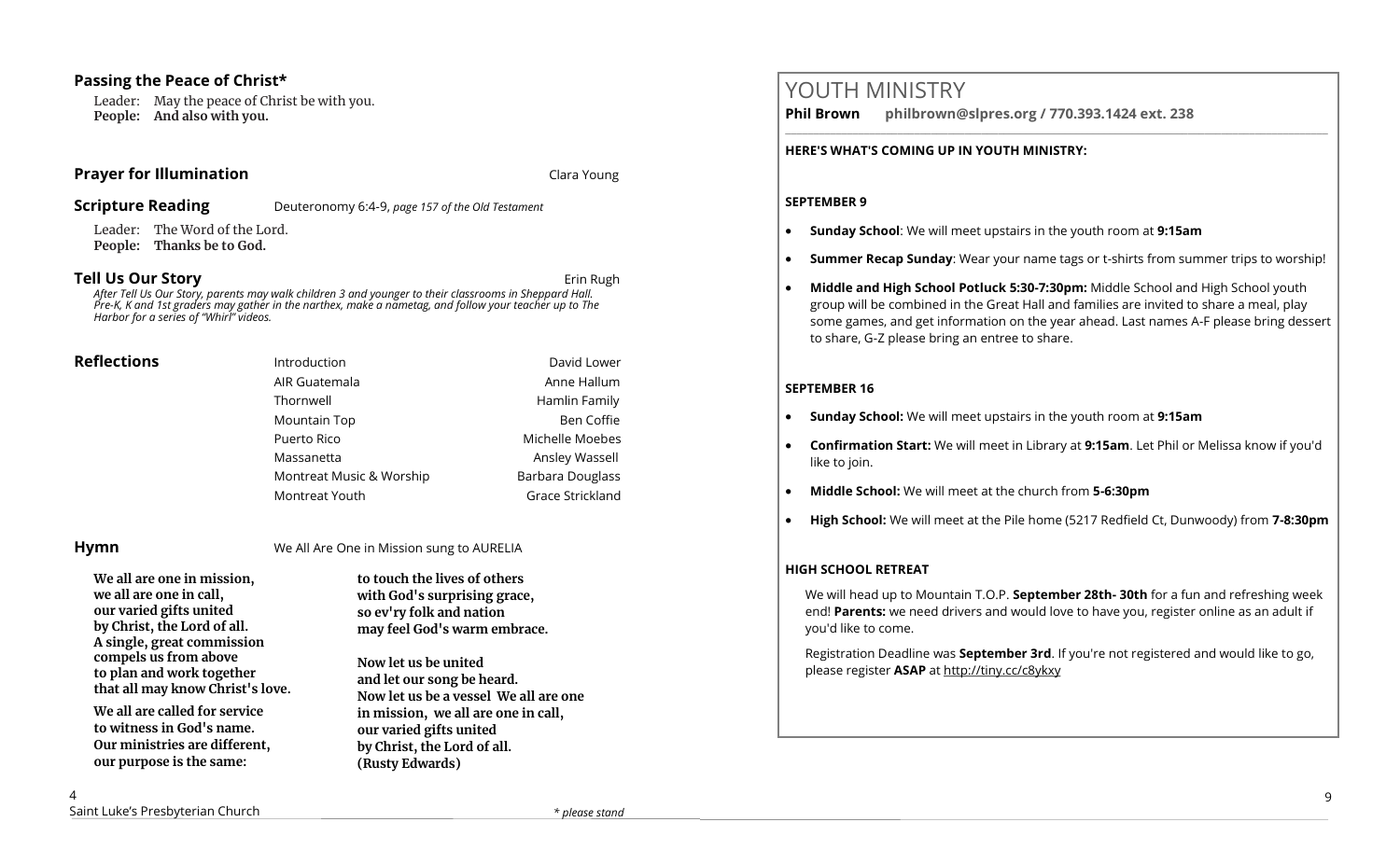### Passing the Peace of Christ*

Leader: May the peace of Christ be with you.
**People: And also with you.**

### Prayer for Illumination — Clara Young

### Scripture Reading — Deuteronomy 6:4-9, *page 157 of the Old Testament*

Leader: The Word of the Lord.
**People: Thanks be to God.**

### Tell Us Our Story — Erin Rugh

*After Tell Us Our Story, parents may walk children 3 and younger to their classrooms in Sheppard Hall. Pre-K, K and 1st graders may gather in the narthex, make a nametag, and follow your teacher up to The Harbor for a series of "Whirl" videos.*

### Reflections

| | |
|---|---|
| Introduction | David Lower |
| AIR Guatemala | Anne Hallum |
| Thornwell | Hamlin Family |
| Mountain Top | Ben Coffie |
| Puerto Rico | Michelle Moebes |
| Massanetta | Ansley Wassell |
| Montreat Music & Worship | Barbara Douglass |
| Montreat Youth | Grace Strickland |

### Hymn — We All Are One in Mission sung to AURELIA

**We all are one in mission,
we all are one in call,
our varied gifts united
by Christ, the Lord of all.
A single, great commission
compels us from above
to plan and work together
that all may know Christ's love.**

**We all are called for service
to witness in God's name.
Our ministries are different,
our purpose is the same:
to touch the lives of others
with God's surprising grace,
so ev'ry folk and nation
may feel God's warm embrace.**

**Now let us be united
and let our song be heard.
Now let us be a vessel We all are one
in mission, we all are one in call,
our varied gifts united
by Christ, the Lord of all.
(Rusty Edwards)**

\* please stand

# YOUTH MINISTRY

**Phil Brown philbrown@slpres.org / 770.393.1424 ext. 238**

**HERE'S WHAT'S COMING UP IN YOUTH MINISTRY:**

**SEPTEMBER 9**

- **Sunday School**: We will meet upstairs in the youth room at **9:15am**
- **Summer Recap Sunday**: Wear your name tags or t-shirts from summer trips to worship!
- **Middle and High School Potluck 5:30-7:30pm:** Middle School and High School youth group will be combined in the Great Hall and families are invited to share a meal, play some games, and get information on the year ahead. Last names A-F please bring dessert to share, G-Z please bring an entree to share.

**SEPTEMBER 16**

- **Sunday School:** We will meet upstairs in the youth room at **9:15am**
- **Confirmation Start:** We will meet in Library at **9:15am**. Let Phil or Melissa know if you'd like to join.
- **Middle School:** We will meet at the church from **5-6:30pm**
- **High School:** We will meet at the Pile home (5217 Redfield Ct, Dunwoody) from **7-8:30pm**

**HIGH SCHOOL RETREAT**

We will head up to Mountain T.O.P. **September 28th- 30th** for a fun and refreshing week end! **Parents:** we need drivers and would love to have you, register online as an adult if you'd like to come.

Registration Deadline was **September 3rd**. If you're not registered and would like to go, please register **ASAP** at http://tiny.cc/c8ykxy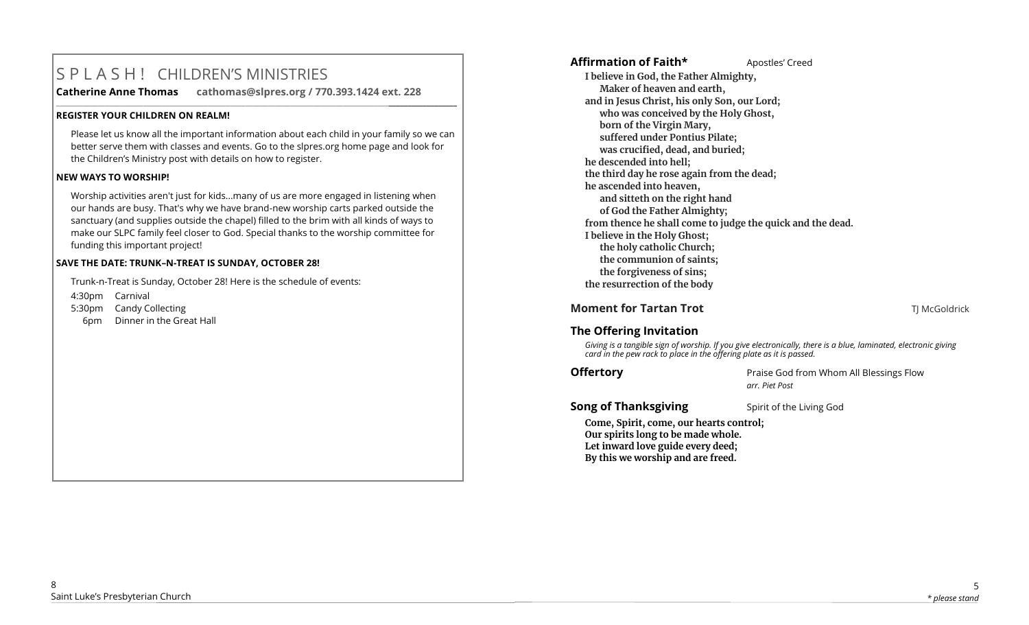# S P L A S H ! CHILDREN'S MINISTRIES

**Catherine Anne Thomas** **cathomas@slpres.org / 770.393.1424 ext. 228**

**REGISTER YOUR CHILDREN ON REALM!**

Please let us know all the important information about each child in your family so we can better serve them with classes and events. Go to the slpres.org home page and look for the Children's Ministry post with details on how to register.

**NEW WAYS TO WORSHIP!**

Worship activities aren't just for kids...many of us are more engaged in listening when our hands are busy. That's why we have brand-new worship carts parked outside the sanctuary (and supplies outside the chapel) filled to the brim with all kinds of ways to make our SLPC family feel closer to God. Special thanks to the worship committee for funding this important project!

**SAVE THE DATE: TRUNK–N-TREAT IS SUNDAY, OCTOBER 28!**

Trunk-n-Treat is Sunday, October 28! Here is the schedule of events:

4:30pm Carnival
5:30pm Candy Collecting
6pm Dinner in the Great Hall

**Affirmation of Faith*** Apostles' Creed

**I believe in God, the Father Almighty,**
**Maker of heaven and earth,**
**and in Jesus Christ, his only Son, our Lord;**
**who was conceived by the Holy Ghost,**
**born of the Virgin Mary,**
**suffered under Pontius Pilate;**
**was crucified, dead, and buried;**
**he descended into hell;**
**the third day he rose again from the dead;**
**he ascended into heaven,**
**and sitteth on the right hand**
**of God the Father Almighty;**
**from thence he shall come to judge the quick and the dead.**
**I believe in the Holy Ghost;**
**the holy catholic Church;**
**the communion of saints;**
**the forgiveness of sins;**
**the resurrection of the body**

**Moment for Tartan Trot** TJ McGoldrick

**The Offering Invitation**

*Giving is a tangible sign of worship. If you give electronically, there is a blue, laminated, electronic giving card in the pew rack to place in the offering plate as it is passed.*

**Offertory** Praise God from Whom All Blessings Flow
*arr. Piet Post*

**Song of Thanksgiving** Spirit of the Living God

**Come, Spirit, come, our hearts control;**
**Our spirits long to be made whole.**
**Let inward love guide every deed;**
**By this we worship and are freed.**

\* *please stand*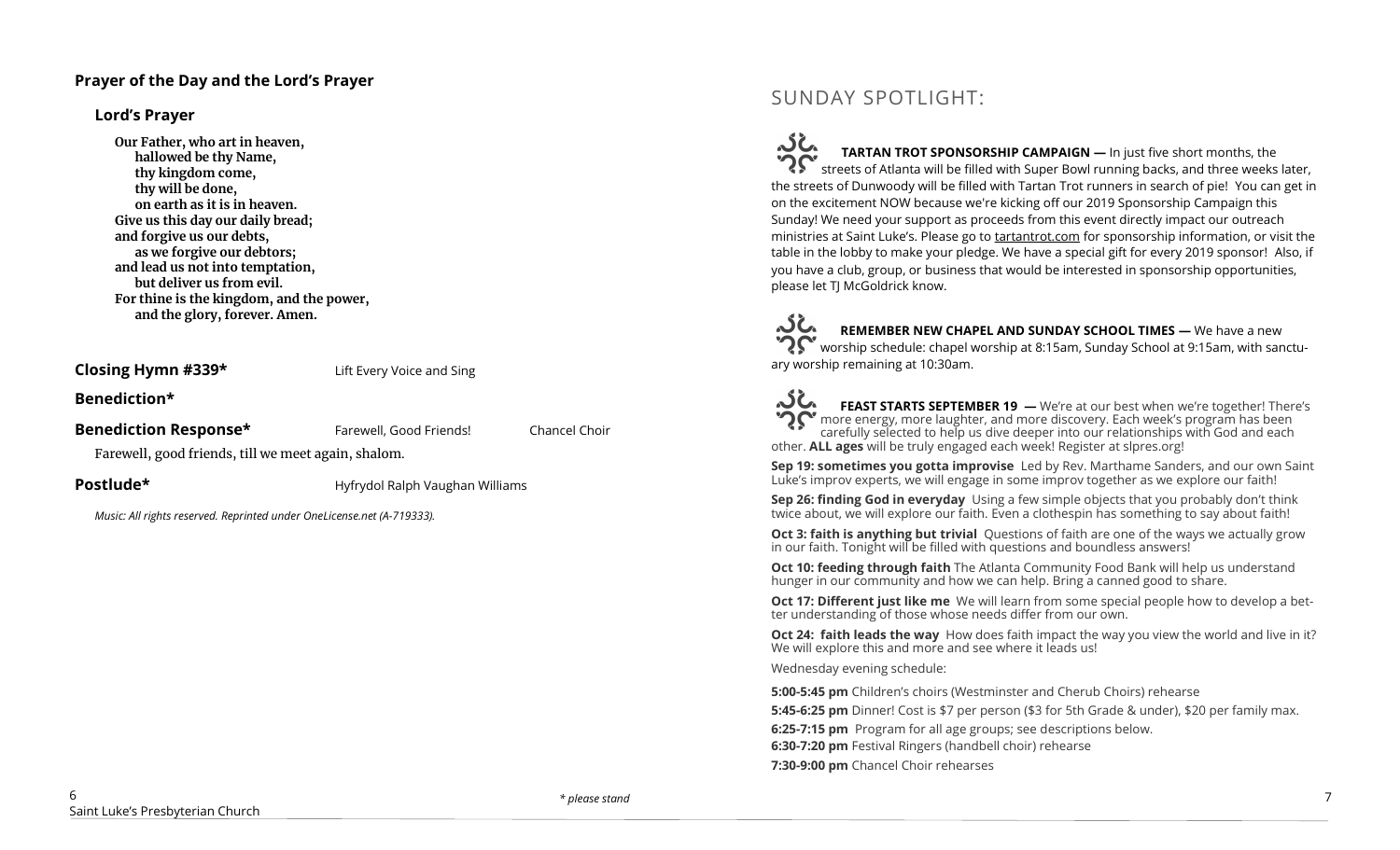### Prayer of the Day and the Lord's Prayer

#### Lord's Prayer

**Our Father, who art in heaven,**
**hallowed be thy Name,**
**thy kingdom come,**
**thy will be done,**
**on earth as it is in heaven.**
**Give us this day our daily bread;**
**and forgive us our debts,**
**as we forgive our debtors;**
**and lead us not into temptation,**
**but deliver us from evil.**
**For thine is the kingdom, and the power,**
**and the glory, forever. Amen.**

**Closing Hymn #339*** Lift Every Voice and Sing

**Benediction***

**Benediction Response*** Farewell, Good Friends! Chancel Choir

Farewell, good friends, till we meet again, shalom.

**Postlude*** Hyfrydol Ralph Vaughan Williams

*Music: All rights reserved. Reprinted under OneLicense.net (A-719333).*

* please stand

## SUNDAY SPOTLIGHT:

**TARTAN TROT SPONSORSHIP CAMPAIGN —** In just five short months, the streets of Atlanta will be filled with Super Bowl running backs, and three weeks later, the streets of Dunwoody will be filled with Tartan Trot runners in search of pie! You can get in on the excitement NOW because we're kicking off our 2019 Sponsorship Campaign this Sunday! We need your support as proceeds from this event directly impact our outreach ministries at Saint Luke's. Please go to tartantrot.com for sponsorship information, or visit the table in the lobby to make your pledge. We have a special gift for every 2019 sponsor! Also, if you have a club, group, or business that would be interested in sponsorship opportunities, please let TJ McGoldrick know.

**REMEMBER NEW CHAPEL AND SUNDAY SCHOOL TIMES —** We have a new worship schedule: chapel worship at 8:15am, Sunday School at 9:15am, with sanctuary worship remaining at 10:30am.

**FEAST STARTS SEPTEMBER 19 —** We're at our best when we're together! There's more energy, more laughter, and more discovery. Each week's program has been carefully selected to help us dive deeper into our relationships with God and each other. **ALL ages** will be truly engaged each week! Register at slpres.org!

**Sep 19: sometimes you gotta improvise** Led by Rev. Marthame Sanders, and our own Saint Luke's improv experts, we will engage in some improv together as we explore our faith!

**Sep 26: finding God in everyday** Using a few simple objects that you probably don't think twice about, we will explore our faith. Even a clothespin has something to say about faith!

**Oct 3: faith is anything but trivial** Questions of faith are one of the ways we actually grow in our faith. Tonight will be filled with questions and boundless answers!

**Oct 10: feeding through faith** The Atlanta Community Food Bank will help us understand hunger in our community and how we can help. Bring a canned good to share.

**Oct 17: Different just like me** We will learn from some special people how to develop a better understanding of those whose needs differ from our own.

**Oct 24: faith leads the way** How does faith impact the way you view the world and live in it? We will explore this and more and see where it leads us!

Wednesday evening schedule:

**5:00-5:45 pm** Children's choirs (Westminster and Cherub Choirs) rehearse

**5:45-6:25 pm** Dinner! Cost is $7 per person ($3 for 5th Grade & under), $20 per family max.

**6:25-7:15 pm** Program for all age groups; see descriptions below.

**6:30-7:20 pm** Festival Ringers (handbell choir) rehearse

**7:30-9:00 pm** Chancel Choir rehearses